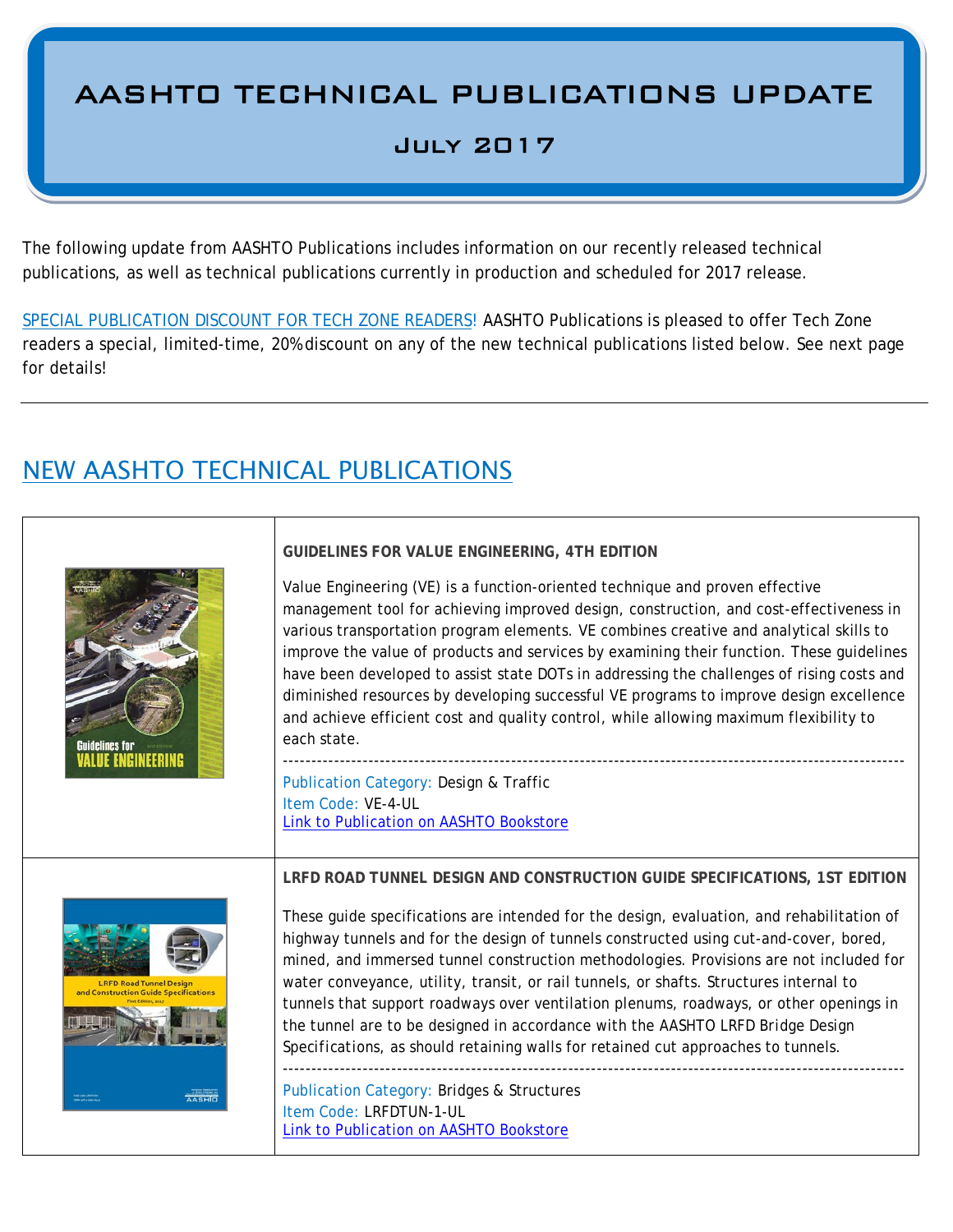# AASHTO TECHNICAL PUBLICATIONS UPDATE

## July 2017

The following update from AASHTO Publications includes information on our recently released technical publications, as well as technical publications currently in production and scheduled for 2017 release.

SPECIAL PUBLICATION DISCOUNT FOR TECH ZONE READERS! AASHTO Publications is pleased to offer Tech Zone readers a special, limited-time, 20% discount on any of the new technical publications listed below. See next page for details!

---

## NEW AASHTO TECHNICAL PUBLICATIONS

**GUIDELINES FOR VALUE ENGINEERING, 4TH EDITION**

Value Engineering (VE) is a function-oriented technique and proven effective management tool for achieving improved design, construction, and cost-effectiveness in various transportation program elements. VE combines creative and analytical skills to improve the value of products and services by examining their function. These guidelines have been developed to assist state DOTs in addressing the challenges of rising costs and diminished resources by developing successful VE programs to improve design excellence and achieve efficient cost and quality control, while allowing maximum flexibility to each state.

---

Publication Category: Design & Traffic
Item Code: VE-4-UL
Link to Publication on AASHTO Bookstore

**LRFD ROAD TUNNEL DESIGN AND CONSTRUCTION GUIDE SPECIFICATIONS, 1ST EDITION**

These guide specifications are intended for the design, evaluation, and rehabilitation of highway tunnels and for the design of tunnels constructed using cut-and-cover, bored, mined, and immersed tunnel construction methodologies. Provisions are not included for water conveyance, utility, transit, or rail tunnels, or shafts. Structures internal to tunnels that support roadways over ventilation plenums, roadways, or other openings in the tunnel are to be designed in accordance with the AASHTO LRFD *Bridge Design Specifications*, as should retaining walls for retained cut approaches to tunnels.

---

Publication Category: Bridges & Structures
Item Code: LRFDTUN-1-UL
Link to Publication on AASHTO Bookstore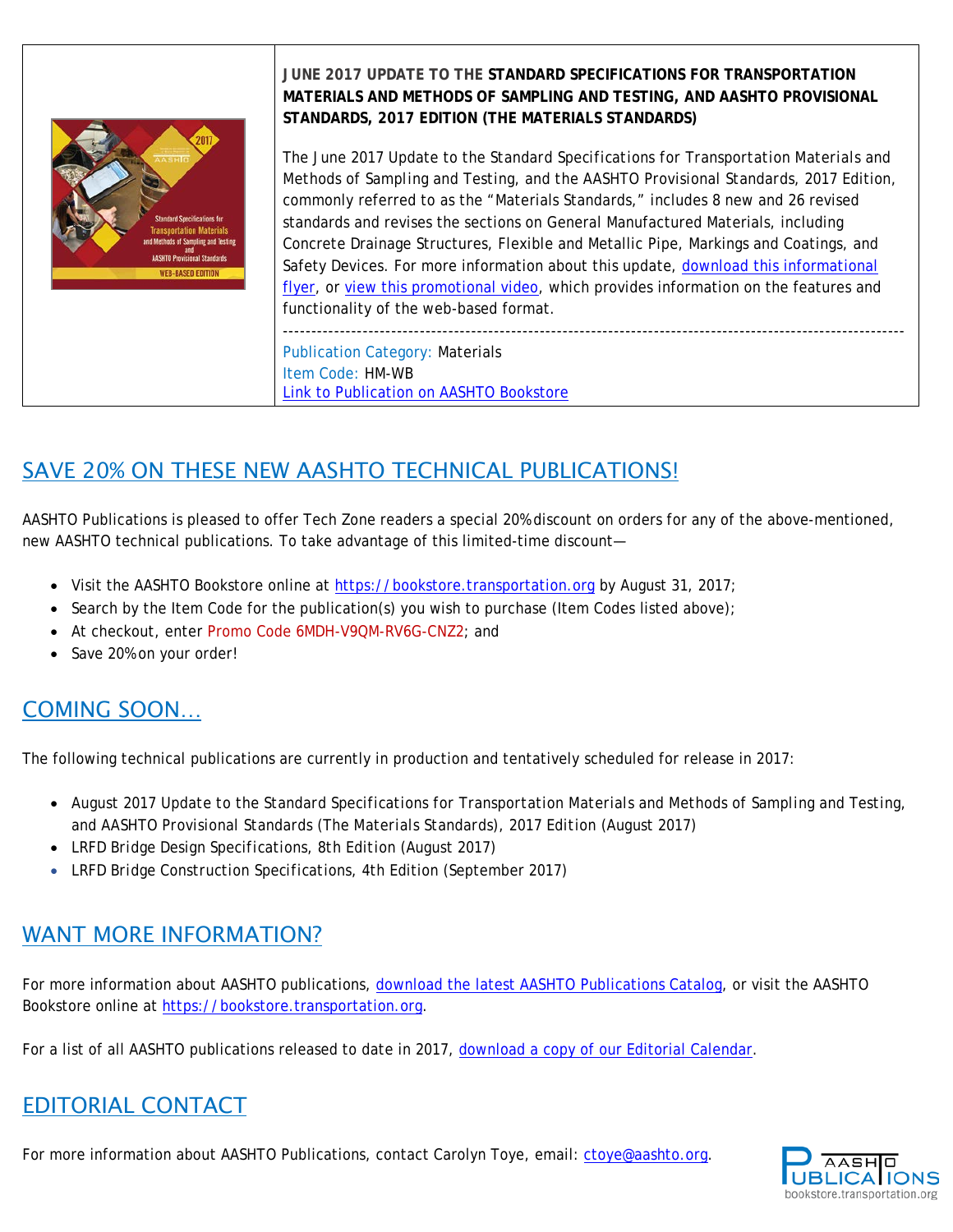| | |
|---|---|
| | **JUNE 2017 UPDATE TO THE STANDARD SPECIFICATIONS FOR TRANSPORTATION MATERIALS AND METHODS OF SAMPLING AND TESTING, AND AASHTO PROVISIONAL STANDARDS, 2017 EDITION (THE MATERIALS STANDARDS)**<br><br>The June 2017 Update to the *Standard Specifications for Transportation Materials and Methods of Sampling and Testing, and the AASHTO Provisional Standards, 2017 Edition,* commonly referred to as the "Materials Standards," includes 8 new and 26 revised standards and revises the sections on General Manufactured Materials, including Concrete Drainage Structures, Flexible and Metallic Pipe, Markings and Coatings, and Safety Devices. For more information about this update, download this informational flyer, or view this promotional video, which provides information on the features and functionality of the web-based format.<br><br>Publication Category: Materials<br>Item Code: HM-WB<br>Link to Publication on AASHTO Bookstore |

## SAVE 20% ON THESE NEW AASHTO TECHNICAL PUBLICATIONS!

AASHTO Publications is pleased to offer Tech Zone readers a special 20% discount on orders for any of the above-mentioned, new AASHTO technical publications. To take advantage of this limited-time discount—

- Visit the AASHTO Bookstore online at https://bookstore.transportation.org by August 31, 2017;
- Search by the Item Code for the publication(s) you wish to purchase (Item Codes listed above);
- At checkout, enter Promo Code 6MDH-V9QM-RV6G-CNZ2; and
- Save 20% on your order!

## COMING SOON…

The following technical publications are currently in production and tentatively scheduled for release in 2017:

- August 2017 Update to the *Standard Specifications for Transportation Materials and Methods of Sampling and Testing, and AASHTO Provisional Standards (The Materials Standards), 2017 Edition* (August 2017)
- *LRFD Bridge Design Specifications, 8th Edition* (August 2017)
- *LRFD Bridge Construction Specifications, 4th Edition* (September 2017)

## WANT MORE INFORMATION?

For more information about AASHTO publications, download the latest AASHTO Publications Catalog, or visit the AASHTO Bookstore online at https://bookstore.transportation.org.

For a list of all AASHTO publications released to date in 2017, download a copy of our Editorial Calendar.

## EDITORIAL CONTACT

For more information about AASHTO Publications, contact Carolyn Toye, email: ctoye@aashto.org.